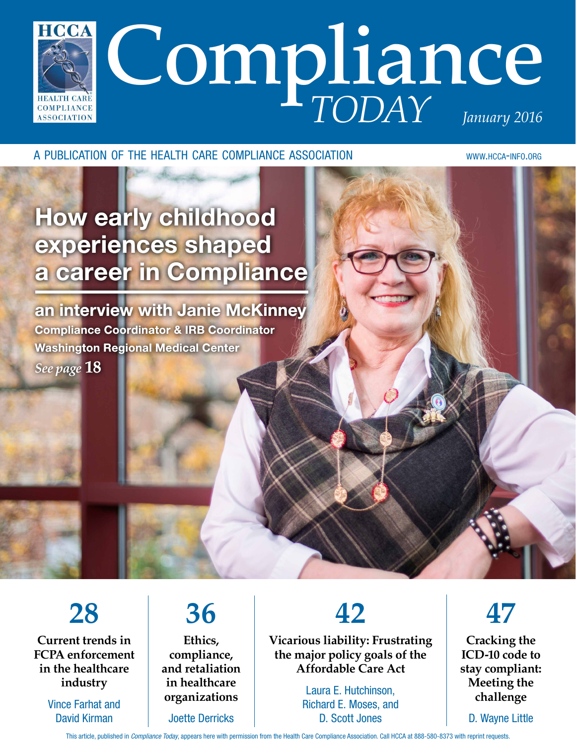# Compliance TODAY

HCCA HEALTH CARE COMPLIANCE ASSOCIATION

*January 2016*

A PUBLICATION OF THE HEALTH CARE COMPLIANCE ASSOCIATION

WWW.HCCA-INFO.ORG

## How early childhood experiences shaped a career in Compliance

**an interview with Janie McKinney**

**Compliance Coordinator & IRB Coordinator**

**Washington Regional Medical Center**

*See page* **18**

---

**28**

**Current trends in FCPA enforcement in the healthcare industry**

Vince Farhat and David Kirman

**36**

**Ethics, compliance, and retaliation in healthcare organizations**

Joette Derricks

**42**

**Vicarious liability: Frustrating the major policy goals of the Affordable Care Act**

Laura E. Hutchinson, Richard E. Moses, and D. Scott Jones

**47**

**Cracking the ICD-10 code to stay compliant: Meeting the challenge**

D. Wayne Little

This article, published in *Compliance Today*, appears here with permission from the Health Care Compliance Association. Call HCCA at 888-580-8373 with reprint requests.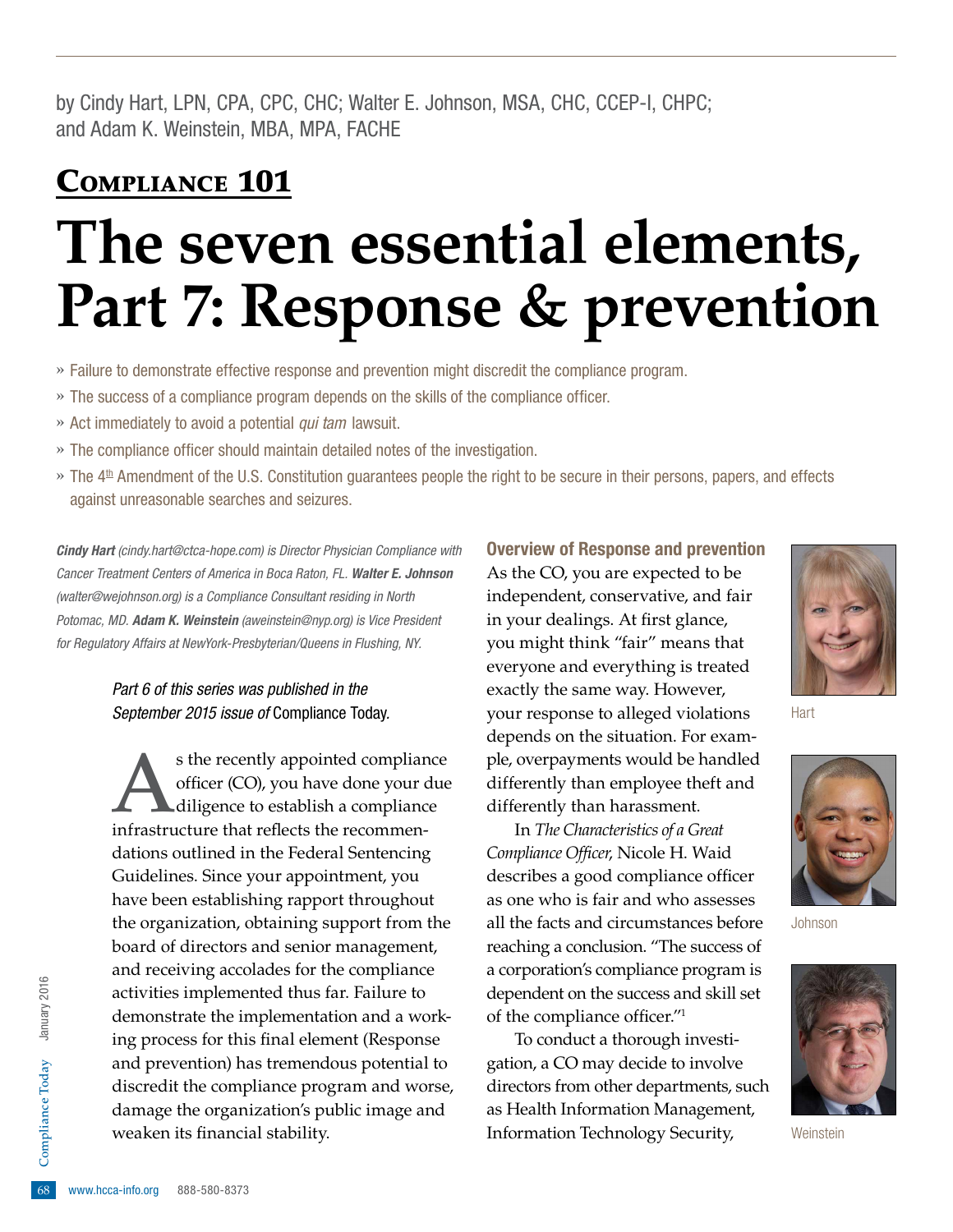by Cindy Hart, LPN, CPA, CPC, CHC; Walter E. Johnson, MSA, CHC, CCEP-I, CHPC; and Adam K. Weinstein, MBA, MPA, FACHE

## Compliance 101

# The seven essential elements, Part 7: Response & prevention

- » Failure to demonstrate effective response and prevention might discredit the compliance program.
- » The success of a compliance program depends on the skills of the compliance officer.
- » Act immediately to avoid a potential *qui tam* lawsuit.
- » The compliance officer should maintain detailed notes of the investigation.
- » The 4th Amendment of the U.S. Constitution guarantees people the right to be secure in their persons, papers, and effects against unreasonable searches and seizures.

***Cindy Hart*** *(cindy.hart@ctca-hope.com) is Director Physician Compliance with Cancer Treatment Centers of America in Boca Raton, FL.* ***Walter E. Johnson*** *(walter@wejohnson.org) is a Compliance Consultant residing in North Potomac, MD.* ***Adam K. Weinstein*** *(aweinstein@nyp.org) is Vice President for Regulatory Affairs at NewYork-Presbyterian/Queens in Flushing, NY.*

*Part 6 of this series was published in the September 2015 issue of* Compliance Today.

As the recently appointed compliance officer (CO), you have done your due diligence to establish a compliance infrastructure that reflects the recommendations outlined in the Federal Sentencing Guidelines. Since your appointment, you have been establishing rapport throughout the organization, obtaining support from the board of directors and senior management, and receiving accolades for the compliance activities implemented thus far. Failure to demonstrate the implementation and a working process for this final element (Response and prevention) has tremendous potential to discredit the compliance program and worse, damage the organization's public image and weaken its financial stability.

### Overview of Response and prevention

As the CO, you are expected to be independent, conservative, and fair in your dealings. At first glance, you might think "fair" means that everyone and everything is treated exactly the same way. However, your response to alleged violations depends on the situation. For example, overpayments would be handled differently than employee theft and differently than harassment.

In *The Characteristics of a Great Compliance Officer*, Nicole H. Waid describes a good compliance officer as one who is fair and who assesses all the facts and circumstances before reaching a conclusion. "The success of a corporation's compliance program is dependent on the success and skill set of the compliance officer."[1]

To conduct a thorough investigation, a CO may decide to involve directors from other departments, such as Health Information Management, Information Technology Security,

Hart

Johnson

Weinstein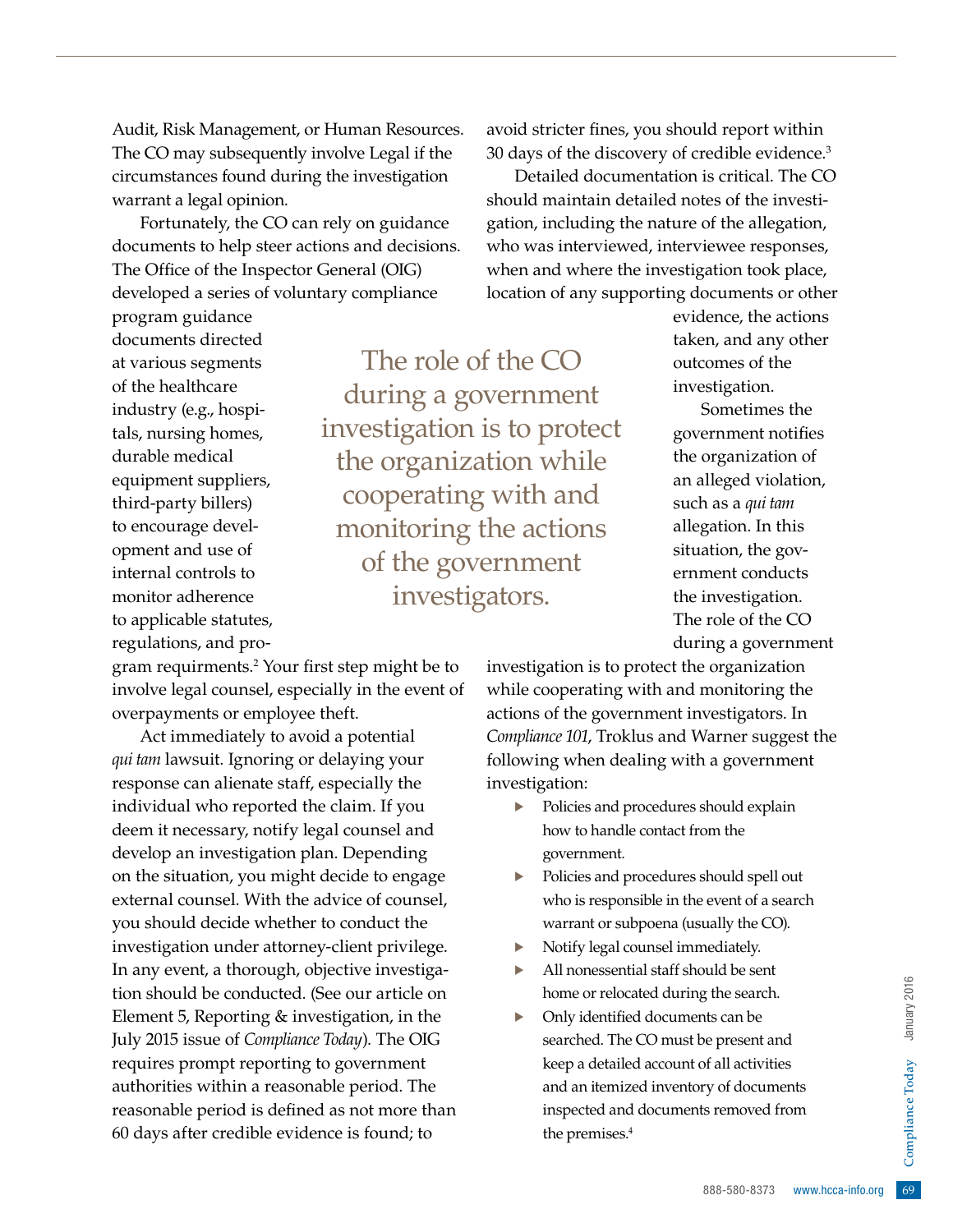Audit, Risk Management, or Human Resources. The CO may subsequently involve Legal if the circumstances found during the investigation warrant a legal opinion.

Fortunately, the CO can rely on guidance documents to help steer actions and decisions. The Office of the Inspector General (OIG) developed a series of voluntary compliance program guidance documents directed at various segments of the healthcare industry (e.g., hospitals, nursing homes, durable medical equipment suppliers, third-party billers) to encourage development and use of internal controls to monitor adherence to applicable statutes, regulations, and program requirments.[2] Your first step might be to involve legal counsel, especially in the event of overpayments or employee theft.

Act immediately to avoid a potential *qui tam* lawsuit. Ignoring or delaying your response can alienate staff, especially the individual who reported the claim. If you deem it necessary, notify legal counsel and develop an investigation plan. Depending on the situation, you might decide to engage external counsel. With the advice of counsel, you should decide whether to conduct the investigation under attorney-client privilege. In any event, a thorough, objective investigation should be conducted. (See our article on Element 5, Reporting & investigation, in the July 2015 issue of *Compliance Today*). The OIG requires prompt reporting to government authorities within a reasonable period. The reasonable period is defined as not more than 60 days after credible evidence is found; to avoid stricter fines, you should report within 30 days of the discovery of credible evidence.[3]

Detailed documentation is critical. The CO should maintain detailed notes of the investigation, including the nature of the allegation, who was interviewed, interviewee responses, when and where the investigation took place, location of any supporting documents or other evidence, the actions taken, and any other outcomes of the investigation.

> The role of the CO during a government investigation is to protect the organization while cooperating with and monitoring the actions of the government investigators.

Sometimes the government notifies the organization of an alleged violation, such as a *qui tam* allegation. In this situation, the government conducts the investigation. The role of the CO during a government investigation is to protect the organization while cooperating with and monitoring the actions of the government investigators. In *Compliance 101*, Troklus and Warner suggest the following when dealing with a government investigation:

- Policies and procedures should explain how to handle contact from the government.
- Policies and procedures should spell out who is responsible in the event of a search warrant or subpoena (usually the CO).
- Notify legal counsel immediately.
- All nonessential staff should be sent home or relocated during the search.
- Only identified documents can be searched. The CO must be present and keep a detailed account of all activities and an itemized inventory of documents inspected and documents removed from the premises.[4]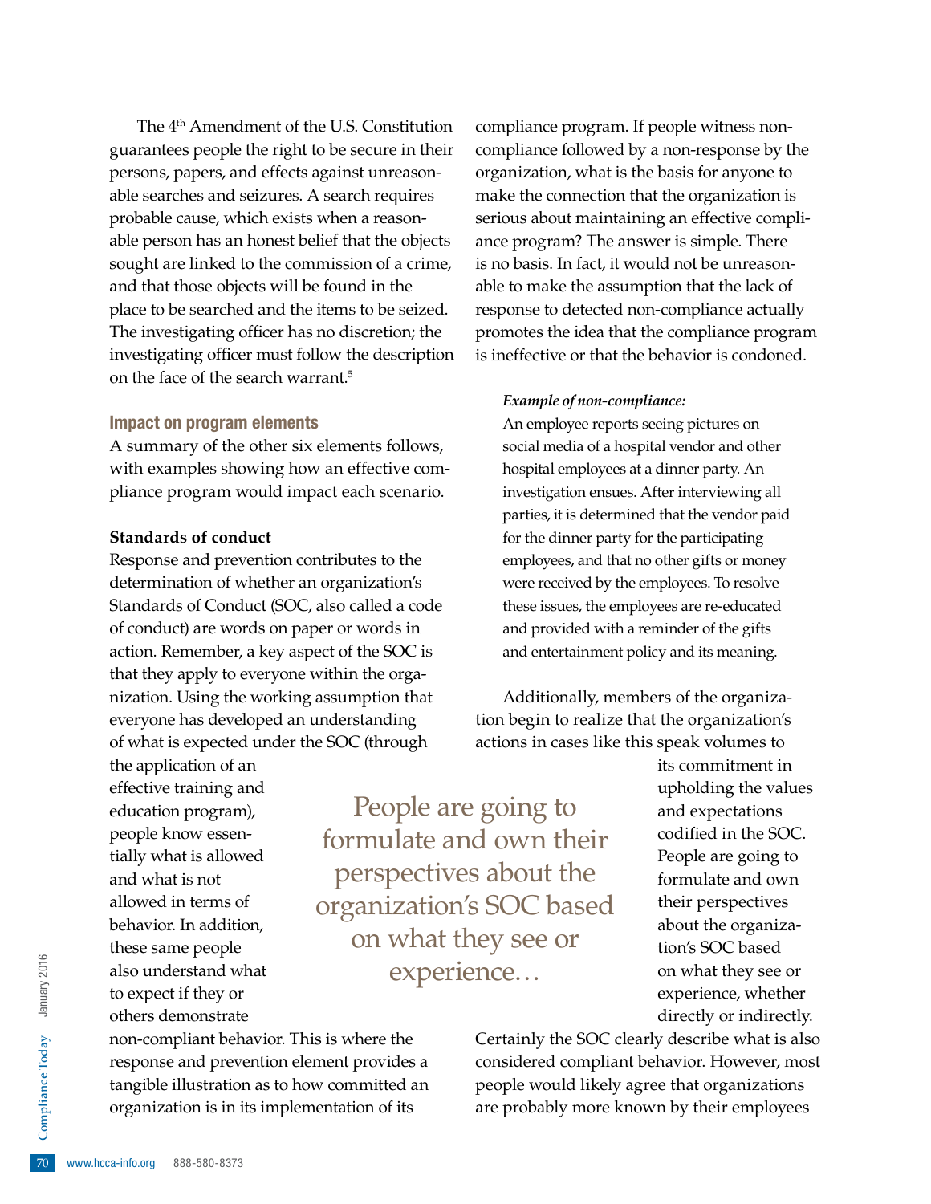The 4th Amendment of the U.S. Constitution guarantees people the right to be secure in their persons, papers, and effects against unreasonable searches and seizures. A search requires probable cause, which exists when a reasonable person has an honest belief that the objects sought are linked to the commission of a crime, and that those objects will be found in the place to be searched and the items to be seized. The investigating officer has no discretion; the investigating officer must follow the description on the face of the search warrant.[5]

## Impact on program elements

A summary of the other six elements follows, with examples showing how an effective compliance program would impact each scenario.

### Standards of conduct

Response and prevention contributes to the determination of whether an organization's Standards of Conduct (SOC, also called a code of conduct) are words on paper or words in action. Remember, a key aspect of the SOC is that they apply to everyone within the organization. Using the working assumption that everyone has developed an understanding of what is expected under the SOC (through the application of an effective training and education program), people know essentially what is allowed and what is not allowed in terms of behavior. In addition, these same people also understand what to expect if they or others demonstrate non-compliant behavior. This is where the response and prevention element provides a tangible illustration as to how committed an organization is in its implementation of its compliance program. If people witness non-compliance followed by a non-response by the organization, what is the basis for anyone to make the connection that the organization is serious about maintaining an effective compliance program? The answer is simple. There is no basis. In fact, it would not be unreasonable to make the assumption that the lack of response to detected non-compliance actually promotes the idea that the compliance program is ineffective or that the behavior is condoned.

> ***Example of non-compliance:***
> An employee reports seeing pictures on social media of a hospital vendor and other hospital employees at a dinner party. An investigation ensues. After interviewing all parties, it is determined that the vendor paid for the dinner party for the participating employees, and that no other gifts or money were received by the employees. To resolve these issues, the employees are re-educated and provided with a reminder of the gifts and entertainment policy and its meaning.

Additionally, members of the organization begin to realize that the organization's actions in cases like this speak volumes to its commitment in upholding the values and expectations codified in the SOC. People are going to formulate and own their perspectives about the organization's SOC based on what they see or experience, whether directly or indirectly.

> People are going to formulate and own their perspectives about the organization's SOC based on what they see or experience…

Certainly the SOC clearly describe what is also considered compliant behavior. However, most people would likely agree that organizations are probably more known by their employees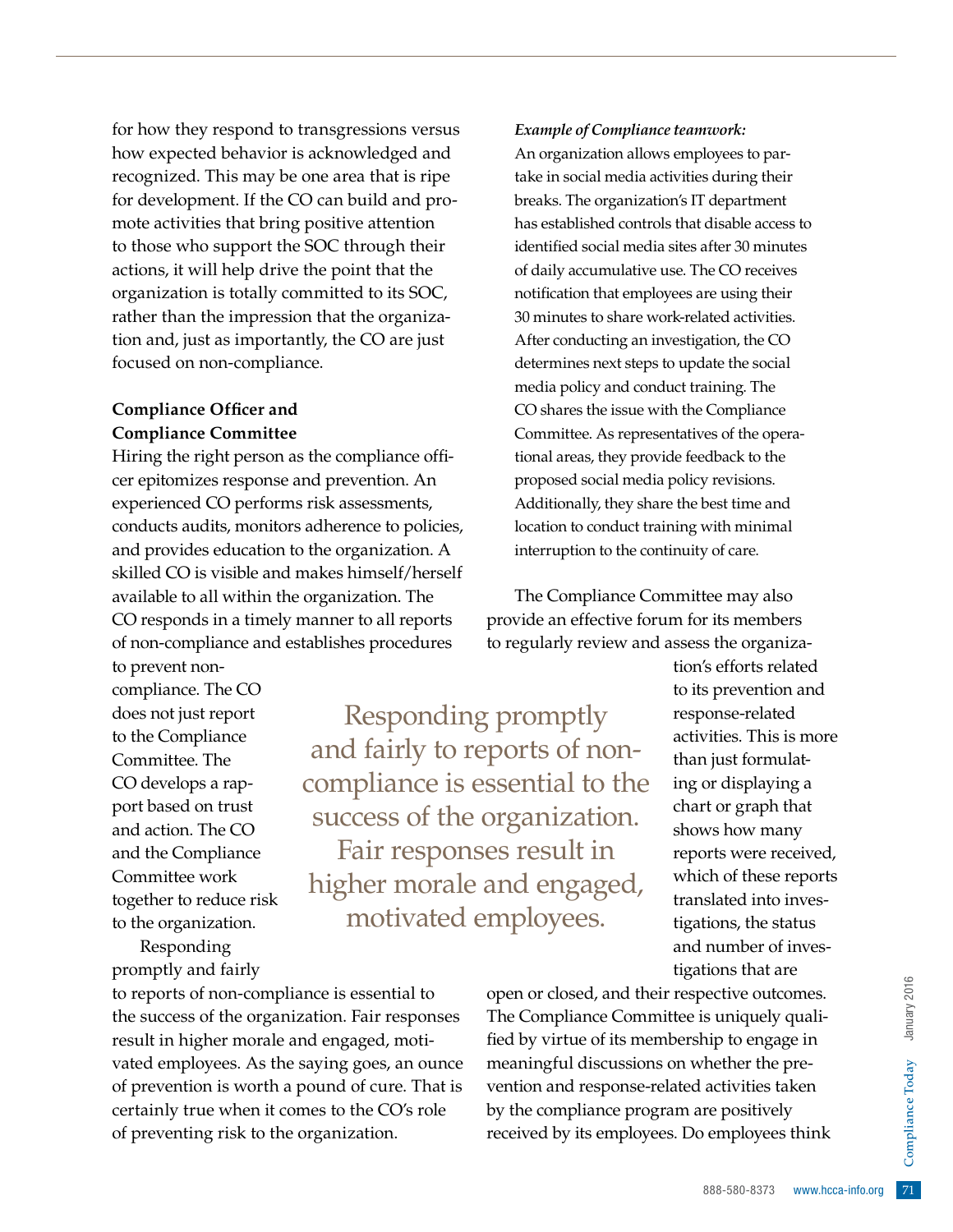for how they respond to transgressions versus how expected behavior is acknowledged and recognized. This may be one area that is ripe for development. If the CO can build and promote activities that bring positive attention to those who support the SOC through their actions, it will help drive the point that the organization is totally committed to its SOC, rather than the impression that the organization and, just as importantly, the CO are just focused on non-compliance.

### Compliance Officer and Compliance Committee

Hiring the right person as the compliance officer epitomizes response and prevention. An experienced CO performs risk assessments, conducts audits, monitors adherence to policies, and provides education to the organization. A skilled CO is visible and makes himself/herself available to all within the organization. The CO responds in a timely manner to all reports of non-compliance and establishes procedures to prevent non-compliance. The CO does not just report to the Compliance Committee. The CO develops a rapport based on trust and action. The CO and the Compliance Committee work together to reduce risk to the organization.

Responding promptly and fairly to reports of non-compliance is essential to the success of the organization. Fair responses result in higher morale and engaged, motivated employees. As the saying goes, an ounce of prevention is worth a pound of cure. That is certainly true when it comes to the CO's role of preventing risk to the organization.

> Responding promptly and fairly to reports of non-compliance is essential to the success of the organization. Fair responses result in higher morale and engaged, motivated employees.

***Example of Compliance teamwork:***

An organization allows employees to partake in social media activities during their breaks. The organization's IT department has established controls that disable access to identified social media sites after 30 minutes of daily accumulative use. The CO receives notification that employees are using their 30 minutes to share work-related activities. After conducting an investigation, the CO determines next steps to update the social media policy and conduct training. The CO shares the issue with the Compliance Committee. As representatives of the operational areas, they provide feedback to the proposed social media policy revisions. Additionally, they share the best time and location to conduct training with minimal interruption to the continuity of care.

The Compliance Committee may also provide an effective forum for its members to regularly review and assess the organization's efforts related to its prevention and response-related activities. This is more than just formulating or displaying a chart or graph that shows how many reports were received, which of these reports translated into investigations, the status and number of investigations that are open or closed, and their respective outcomes. The Compliance Committee is uniquely qualified by virtue of its membership to engage in meaningful discussions on whether the prevention and response-related activities taken by the compliance program are positively received by its employees. Do employees think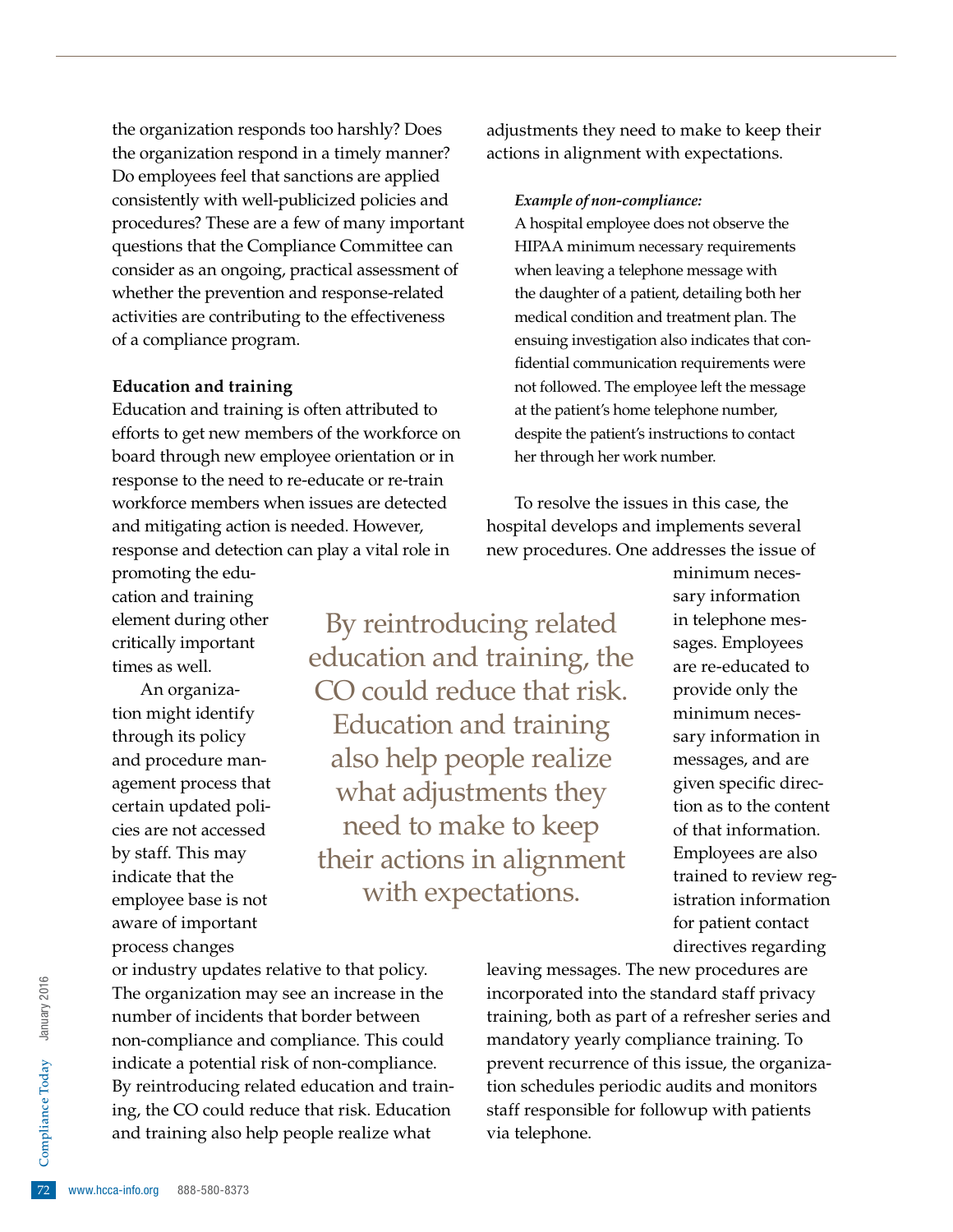the organization responds too harshly? Does the organization respond in a timely manner? Do employees feel that sanctions are applied consistently with well-publicized policies and procedures? These are a few of many important questions that the Compliance Committee can consider as an ongoing, practical assessment of whether the prevention and response-related activities are contributing to the effectiveness of a compliance program.

**Education and training**

Education and training is often attributed to efforts to get new members of the workforce on board through new employee orientation or in response to the need to re-educate or re-train workforce members when issues are detected and mitigating action is needed. However, response and detection can play a vital role in promoting the education and training element during other critically important times as well.

An organization might identify through its policy and procedure management process that certain updated policies are not accessed by staff. This may indicate that the employee base is not aware of important process changes or industry updates relative to that policy. The organization may see an increase in the number of incidents that border between non-compliance and compliance. This could indicate a potential risk of non-compliance. By reintroducing related education and training, the CO could reduce that risk. Education and training also help people realize what adjustments they need to make to keep their actions in alignment with expectations.

> By reintroducing related education and training, the CO could reduce that risk. Education and training also help people realize what adjustments they need to make to keep their actions in alignment with expectations.

***Example of non-compliance:***
A hospital employee does not observe the HIPAA minimum necessary requirements when leaving a telephone message with the daughter of a patient, detailing both her medical condition and treatment plan. The ensuing investigation also indicates that confidential communication requirements were not followed. The employee left the message at the patient's home telephone number, despite the patient's instructions to contact her through her work number.

To resolve the issues in this case, the hospital develops and implements several new procedures. One addresses the issue of minimum necessary information in telephone messages. Employees are re-educated to provide only the minimum necessary information in messages, and are given specific direction as to the content of that information. Employees are also trained to review registration information for patient contact directives regarding leaving messages. The new procedures are incorporated into the standard staff privacy training, both as part of a refresher series and mandatory yearly compliance training. To prevent recurrence of this issue, the organization schedules periodic audits and monitors staff responsible for followup with patients via telephone.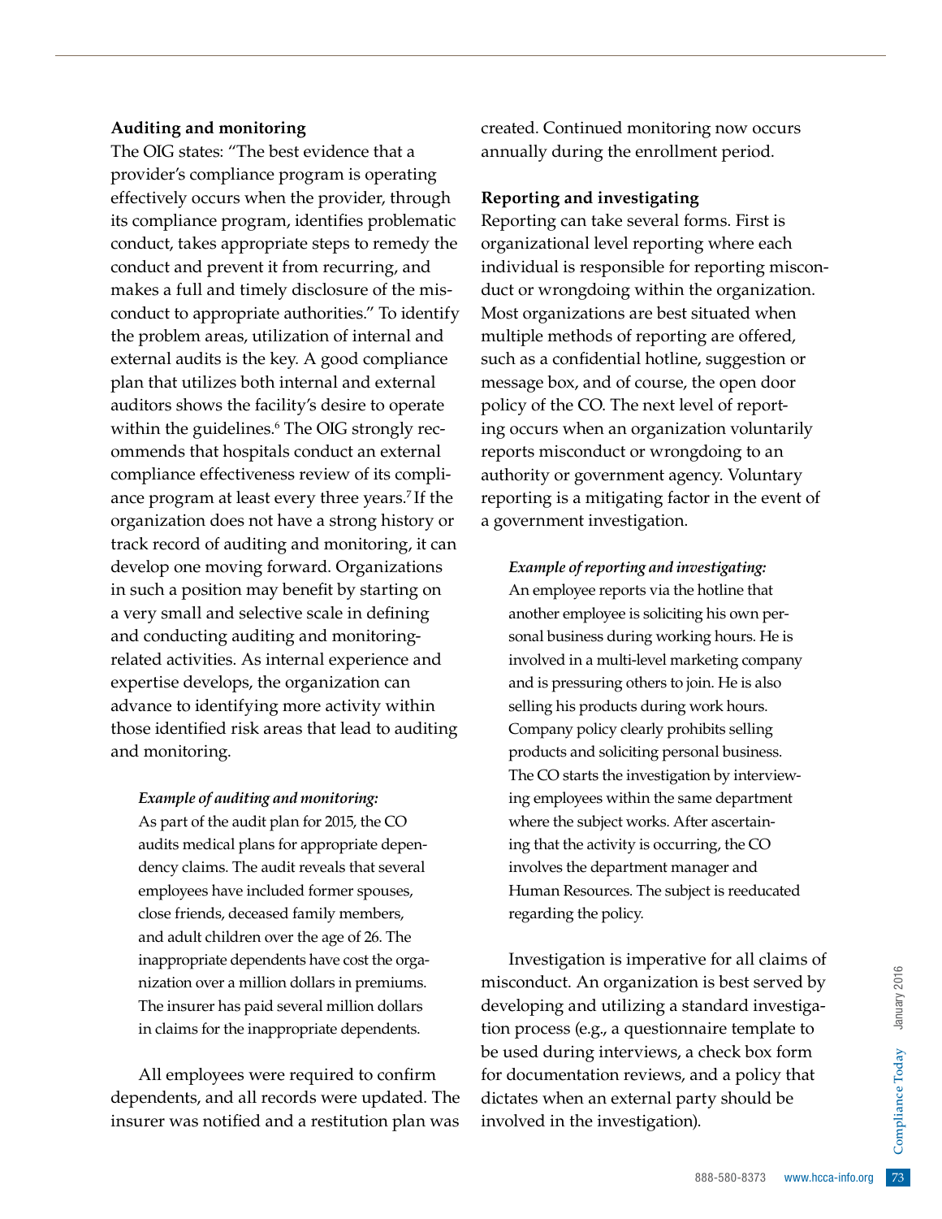### Auditing and monitoring

The OIG states: "The best evidence that a provider's compliance program is operating effectively occurs when the provider, through its compliance program, identifies problematic conduct, takes appropriate steps to remedy the conduct and prevent it from recurring, and makes a full and timely disclosure of the misconduct to appropriate authorities." To identify the problem areas, utilization of internal and external audits is the key. A good compliance plan that utilizes both internal and external auditors shows the facility's desire to operate within the guidelines.[6] The OIG strongly recommends that hospitals conduct an external compliance effectiveness review of its compliance program at least every three years.[7] If the organization does not have a strong history or track record of auditing and monitoring, it can develop one moving forward. Organizations in such a position may benefit by starting on a very small and selective scale in defining and conducting auditing and monitoring-related activities. As internal experience and expertise develops, the organization can advance to identifying more activity within those identified risk areas that lead to auditing and monitoring.

> ***Example of auditing and monitoring:***
> As part of the audit plan for 2015, the CO audits medical plans for appropriate dependency claims. The audit reveals that several employees have included former spouses, close friends, deceased family members, and adult children over the age of 26. The inappropriate dependents have cost the organization over a million dollars in premiums. The insurer has paid several million dollars in claims for the inappropriate dependents.

All employees were required to confirm dependents, and all records were updated. The insurer was notified and a restitution plan was created. Continued monitoring now occurs annually during the enrollment period.

### Reporting and investigating

Reporting can take several forms. First is organizational level reporting where each individual is responsible for reporting misconduct or wrongdoing within the organization. Most organizations are best situated when multiple methods of reporting are offered, such as a confidential hotline, suggestion or message box, and of course, the open door policy of the CO. The next level of reporting occurs when an organization voluntarily reports misconduct or wrongdoing to an authority or government agency. Voluntary reporting is a mitigating factor in the event of a government investigation.

> ***Example of reporting and investigating:***
> An employee reports via the hotline that another employee is soliciting his own personal business during working hours. He is involved in a multi-level marketing company and is pressuring others to join. He is also selling his products during work hours. Company policy clearly prohibits selling products and soliciting personal business. The CO starts the investigation by interviewing employees within the same department where the subject works. After ascertaining that the activity is occurring, the CO involves the department manager and Human Resources. The subject is reeducated regarding the policy.

Investigation is imperative for all claims of misconduct. An organization is best served by developing and utilizing a standard investigation process (e.g., a questionnaire template to be used during interviews, a check box form for documentation reviews, and a policy that dictates when an external party should be involved in the investigation).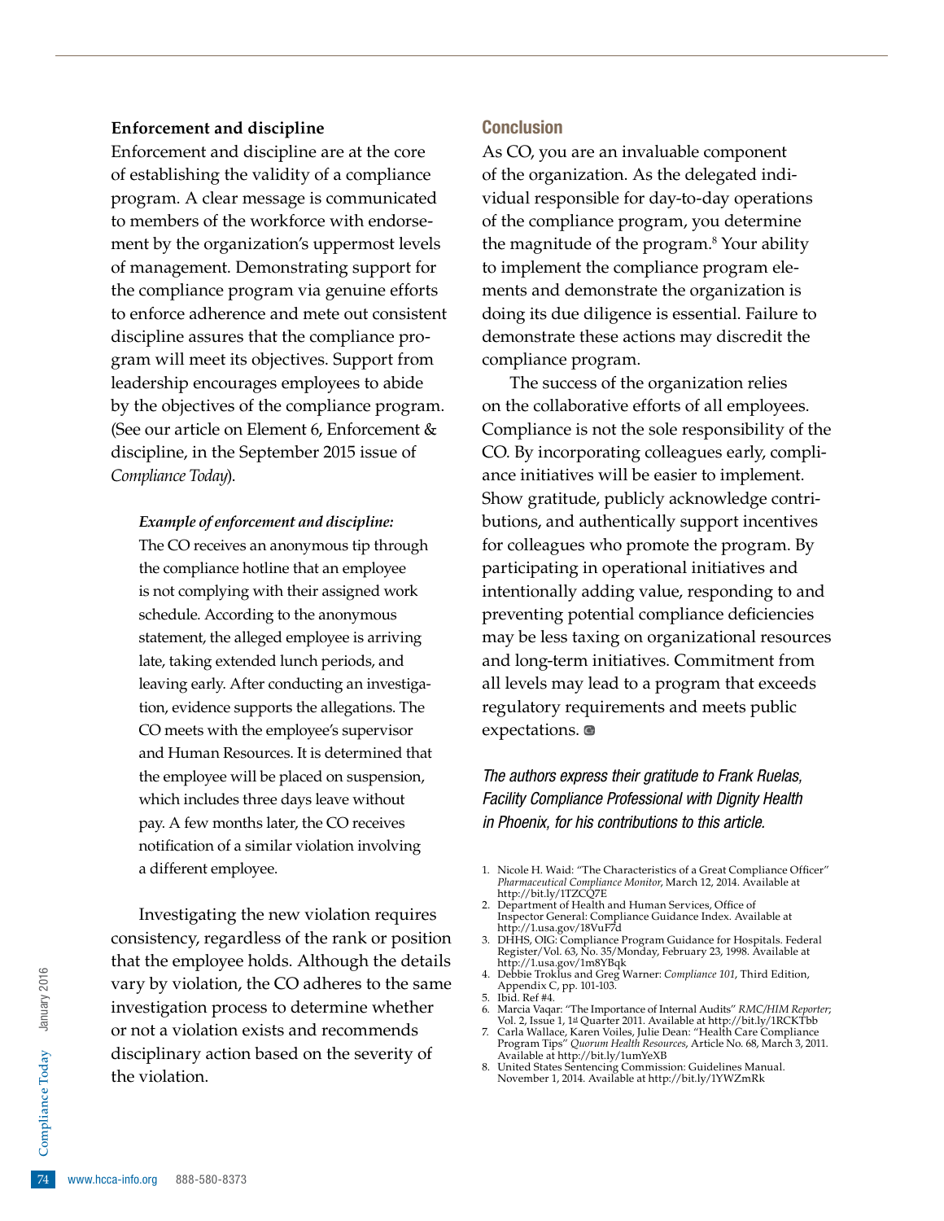### Enforcement and discipline

Enforcement and discipline are at the core of establishing the validity of a compliance program. A clear message is communicated to members of the workforce with endorsement by the organization's uppermost levels of management. Demonstrating support for the compliance program via genuine efforts to enforce adherence and mete out consistent discipline assures that the compliance program will meet its objectives. Support from leadership encourages employees to abide by the objectives of the compliance program. (See our article on Element 6, Enforcement & discipline, in the September 2015 issue of *Compliance Today*).

> ***Example of enforcement and discipline:***
> The CO receives an anonymous tip through the compliance hotline that an employee is not complying with their assigned work schedule. According to the anonymous statement, the alleged employee is arriving late, taking extended lunch periods, and leaving early. After conducting an investigation, evidence supports the allegations. The CO meets with the employee's supervisor and Human Resources. It is determined that the employee will be placed on suspension, which includes three days leave without pay. A few months later, the CO receives notification of a similar violation involving a different employee.

Investigating the new violation requires consistency, regardless of the rank or position that the employee holds. Although the details vary by violation, the CO adheres to the same investigation process to determine whether or not a violation exists and recommends disciplinary action based on the severity of the violation.

## Conclusion

As CO, you are an invaluable component of the organization. As the delegated individual responsible for day-to-day operations of the compliance program, you determine the magnitude of the program.[8] Your ability to implement the compliance program elements and demonstrate the organization is doing its due diligence is essential. Failure to demonstrate these actions may discredit the compliance program.

The success of the organization relies on the collaborative efforts of all employees. Compliance is not the sole responsibility of the CO. By incorporating colleagues early, compliance initiatives will be easier to implement. Show gratitude, publicly acknowledge contributions, and authentically support incentives for colleagues who promote the program. By participating in operational initiatives and intentionally adding value, responding to and preventing potential compliance deficiencies may be less taxing on organizational resources and long-term initiatives. Commitment from all levels may lead to a program that exceeds regulatory requirements and meets public expectations.

*The authors express their gratitude to Frank Ruelas, Facility Compliance Professional with Dignity Health in Phoenix, for his contributions to this article.*

1. Nicole H. Waid: "The Characteristics of a Great Compliance Officer" *Pharmaceutical Compliance Monitor*, March 12, 2014. Available at http://bit.ly/1TZCQ7E
2. Department of Health and Human Services, Office of Inspector General: Compliance Guidance Index. Available at http://1.usa.gov/18VuF7d
3. DHHS, OIG: Compliance Program Guidance for Hospitals. Federal Register/Vol. 63, No. 35/Monday, February 23, 1998. Available at http://1.usa.gov/1m8YBqk
4. Debbie Troklus and Greg Warner: *Compliance 101*, Third Edition, Appendix C, pp. 101-103.
5. Ibid. Ref #4.
6. Marcia Vaqar: "The Importance of Internal Audits" *RMC/HIM Reporter*; Vol. 2, Issue 1, 1st Quarter 2011. Available at http://bit.ly/1RCKTbb
7. Carla Wallace, Karen Voiles, Julie Dean: "Health Care Compliance Program Tips" *Quorum Health Resources*, Article No. 68, March 3, 2011. Available at http://bit.ly/1umYeXB
8. United States Sentencing Commission: Guidelines Manual. November 1, 2014. Available at http://bit.ly/1YWZmRk